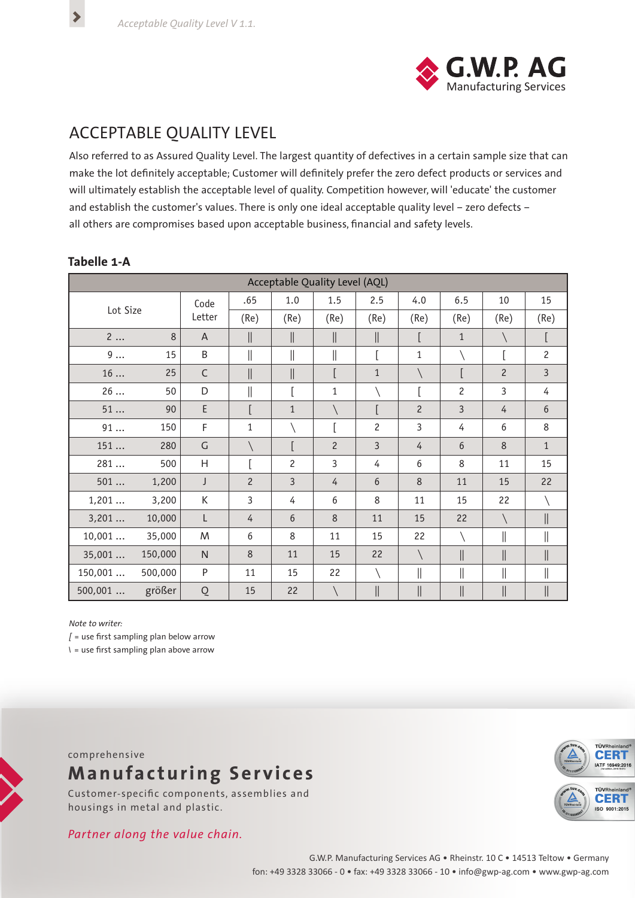# ACCEPTABLE QUALITY LEVEL

Also referred to as Assured Quality Level. The largest quantity of defectives in a certain sample size that can make the lot definitely acceptable; Customer will definitely prefer the zero defect products or services and will ultimately establish the acceptable level of quality. Competition however, will 'educate' the customer and establish the customer's values. There is only one ideal acceptable quality level – zero defects – all others are compromises based upon acceptable business, financial and safety levels.

**Tabelle 1-A**

| Lot Size | | Code Letter | Acceptable Quality Level (AQL) | | | | | | | |
|---|---|---|---|---|---|---|---|---|---|---|
| | | | .65 | 1.0 | 1.5 | 2.5 | 4.0 | 6.5 | 10 | 15 |
| | | | (Re) | (Re) | (Re) | (Re) | (Re) | (Re) | (Re) | (Re) |
| 2 ... | 8 | A | ‖ | ‖ | ‖ | ‖ | [ | 1 | \ | [ |
| 9 ... | 15 | B | ‖ | ‖ | ‖ | [ | 1 | \ | [ | 2 |
| 16 ... | 25 | C | ‖ | ‖ | [ | 1 | \ | [ | 2 | 3 |
| 26 ... | 50 | D | ‖ | [ | 1 | \ | [ | 2 | 3 | 4 |
| 51 ... | 90 | E | [ | 1 | \ | [ | 2 | 3 | 4 | 6 |
| 91 ... | 150 | F | 1 | \ | [ | 2 | 3 | 4 | 6 | 8 |
| 151 ... | 280 | G | \ | [ | 2 | 3 | 4 | 6 | 8 | 1 |
| 281 ... | 500 | H | [ | 2 | 3 | 4 | 6 | 8 | 11 | 15 |
| 501 ... | 1,200 | J | 2 | 3 | 4 | 6 | 8 | 11 | 15 | 22 |
| 1,201 ... | 3,200 | K | 3 | 4 | 6 | 8 | 11 | 15 | 22 | \ |
| 3,201 ... | 10,000 | L | 4 | 6 | 8 | 11 | 15 | 22 | \ | ‖ |
| 10,001 ... | 35,000 | M | 6 | 8 | 11 | 15 | 22 | \ | ‖ | ‖ |
| 35,001 ... | 150,000 | N | 8 | 11 | 15 | 22 | \ | ‖ | ‖ | ‖ |
| 150,001 ... | 500,000 | P | 11 | 15 | 22 | \ | ‖ | ‖ | ‖ | ‖ |
| 500,001 ... | größer | Q | 15 | 22 | \ | ‖ | ‖ | ‖ | ‖ | ‖ |

*Note to writer:*
[ = use first sampling plan below arrow
\ = use first sampling plan above arrow

comprehensive
**Manufacturing Services**
Customer-specific components, assemblies and housings in metal and plastic.

*Partner along the value chain.*

G.W.P. Manufacturing Services AG • Rheinstr. 10 C • 14513 Teltow • Germany
fon: +49 3328 33066 - 0 • fax: +49 3328 33066 - 10 • info@gwp-ag.com • www.gwp-ag.com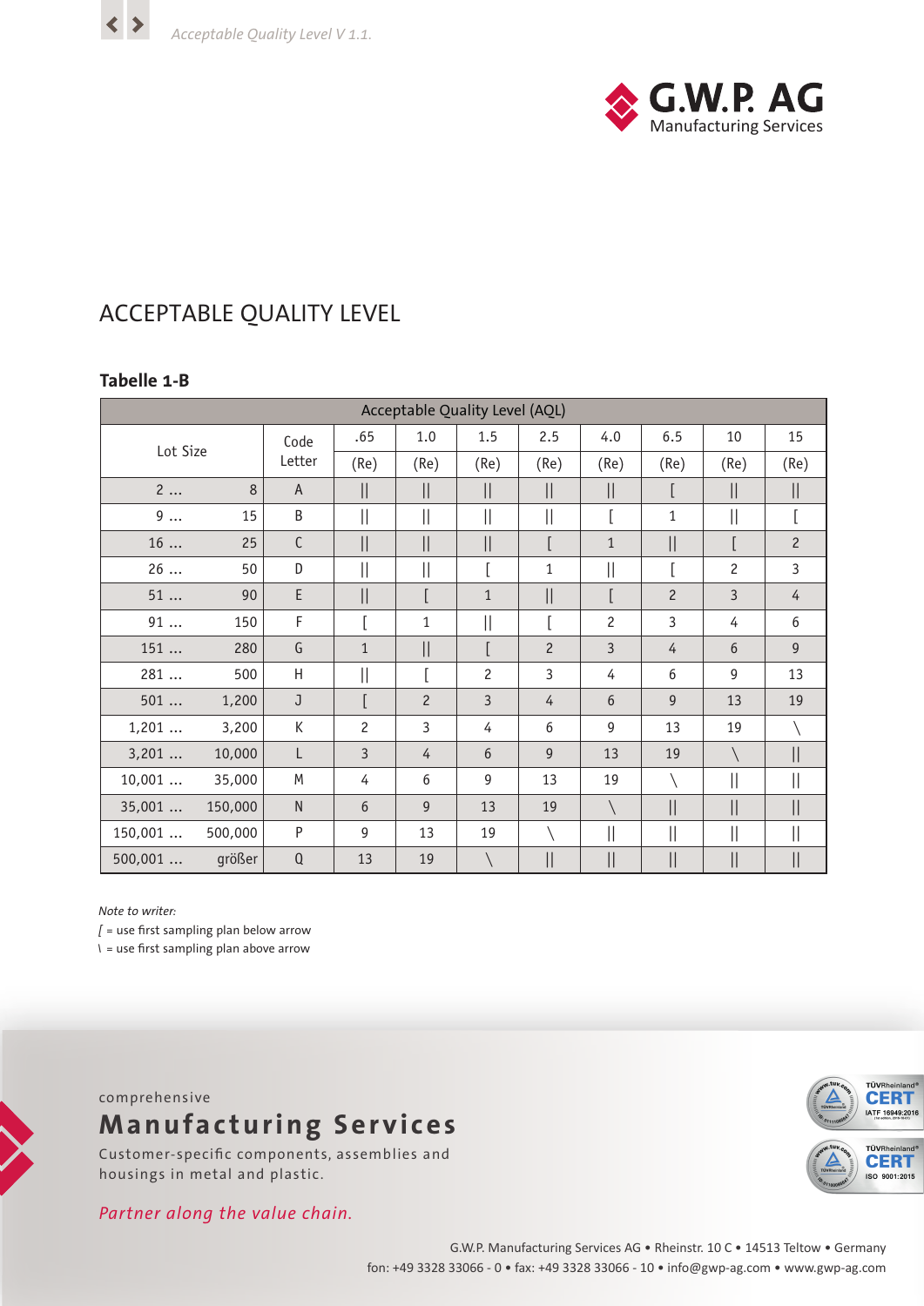# ACCEPTABLE QUALITY LEVEL

**Tabelle 1-B**

| Lot Size | Code Letter | Acceptable Quality Level (AQL) | | | | | | | |
|---|---|---|---|---|---|---|---|---|---|
| | | .65 | 1.0 | 1.5 | 2.5 | 4.0 | 6.5 | 10 | 15 |
| | | (Re) | (Re) | (Re) | (Re) | (Re) | (Re) | (Re) | (Re) |
| 2 ... 8 | A | \|\| | \|\| | \|\| | \|\| | \|\| | [ | \|\| | \|\| |
| 9 ... 15 | B | \|\| | \|\| | \|\| | \|\| | [ | 1 | \|\| | [ |
| 16 ... 25 | C | \|\| | \|\| | \|\| | [ | 1 | \|\| | [ | 2 |
| 26 ... 50 | D | \|\| | \|\| | [ | 1 | \|\| | [ | 2 | 3 |
| 51 ... 90 | E | \|\| | [ | 1 | \|\| | [ | 2 | 3 | 4 |
| 91 ... 150 | F | [ | 1 | \|\| | [ | 2 | 3 | 4 | 6 |
| 151 ... 280 | G | 1 | \|\| | [ | 2 | 3 | 4 | 6 | 9 |
| 281 ... 500 | H | \|\| | [ | 2 | 3 | 4 | 6 | 9 | 13 |
| 501 ... 1,200 | J | [ | 2 | 3 | 4 | 6 | 9 | 13 | 19 |
| 1,201 ... 3,200 | K | 2 | 3 | 4 | 6 | 9 | 13 | 19 | \ |
| 3,201 ... 10,000 | L | 3 | 4 | 6 | 9 | 13 | 19 | \ | \|\| |
| 10,001 ... 35,000 | M | 4 | 6 | 9 | 13 | 19 | \ | \|\| | \|\| |
| 35,001 ... 150,000 | N | 6 | 9 | 13 | 19 | \ | \|\| | \|\| | \|\| |
| 150,001 ... 500,000 | P | 9 | 13 | 19 | \ | \|\| | \|\| | \|\| | \|\| |
| 500,001 ... größer | Q | 13 | 19 | \ | \|\| | \|\| | \|\| | \|\| | \|\| |

*Note to writer:*

[ = use first sampling plan below arrow

\ = use first sampling plan above arrow

comprehensive

**Manufacturing Services**

Customer-specific components, assemblies and housings in metal and plastic.

*Partner along the value chain.*

G.W.P. Manufacturing Services AG • Rheinstr. 10 C • 14513 Teltow • Germany
fon: +49 3328 33066 - 0 • fax: +49 3328 33066 - 10 • info@gwp-ag.com • www.gwp-ag.com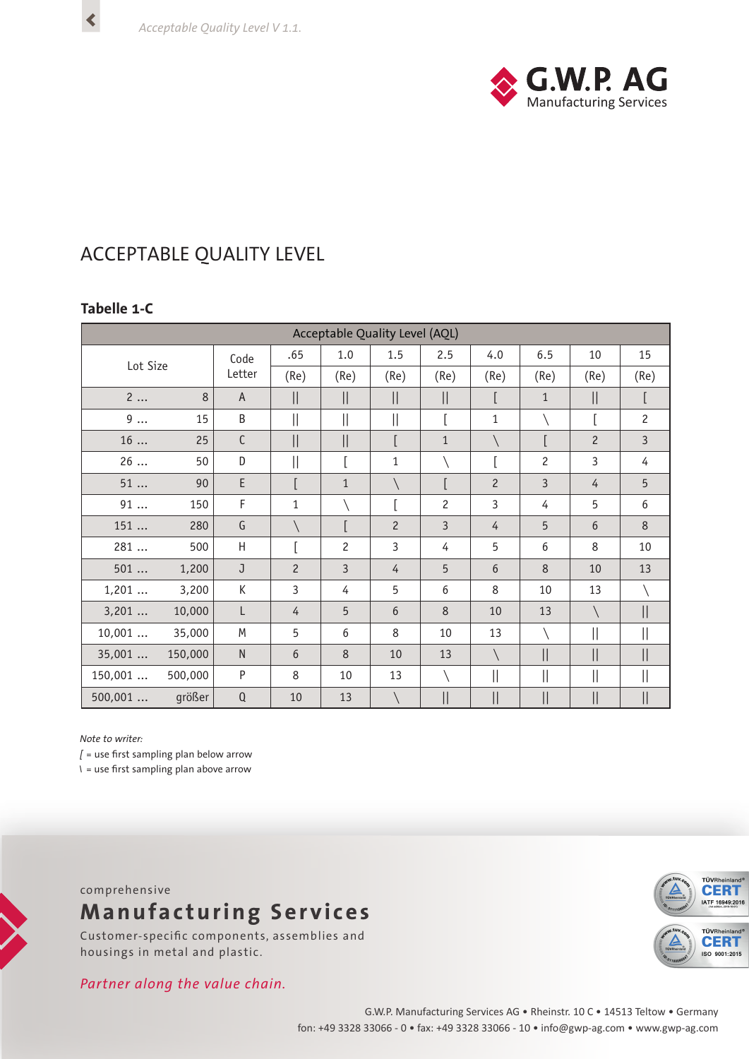# ACCEPTABLE QUALITY LEVEL

**Tabelle 1-C**

| Lot Size | Code Letter | Acceptable Quality Level (AQL) | | | | | | | |
|---|---|---|---|---|---|---|---|---|---|
| | | .65 | 1.0 | 1.5 | 2.5 | 4.0 | 6.5 | 10 | 15 |
| | | (Re) | (Re) | (Re) | (Re) | (Re) | (Re) | (Re) | (Re) |
| 2 ... 8 | A | \|\| | \|\| | \|\| | \|\| | [ | 1 | \|\| | [ |
| 9 ... 15 | B | \|\| | \|\| | \|\| | [ | 1 | \ | [ | 2 |
| 16 ... 25 | C | \|\| | \|\| | [ | 1 | \ | [ | 2 | 3 |
| 26 ... 50 | D | \|\| | [ | 1 | \ | [ | 2 | 3 | 4 |
| 51 ... 90 | E | [ | 1 | \ | [ | 2 | 3 | 4 | 5 |
| 91 ... 150 | F | 1 | \ | [ | 2 | 3 | 4 | 5 | 6 |
| 151 ... 280 | G | \ | [ | 2 | 3 | 4 | 5 | 6 | 8 |
| 281 ... 500 | H | [ | 2 | 3 | 4 | 5 | 6 | 8 | 10 |
| 501 ... 1,200 | J | 2 | 3 | 4 | 5 | 6 | 8 | 10 | 13 |
| 1,201 ... 3,200 | K | 3 | 4 | 5 | 6 | 8 | 10 | 13 | \ |
| 3,201 ... 10,000 | L | 4 | 5 | 6 | 8 | 10 | 13 | \ | \|\| |
| 10,001 ... 35,000 | M | 5 | 6 | 8 | 10 | 13 | \ | \|\| | \|\| |
| 35,001 ... 150,000 | N | 6 | 8 | 10 | 13 | \ | \|\| | \|\| | \|\| |
| 150,001 ... 500,000 | P | 8 | 10 | 13 | \ | \|\| | \|\| | \|\| | \|\| |
| 500,001 ... größer | Q | 10 | 13 | \ | \|\| | \|\| | \|\| | \|\| | \|\| |

*Note to writer:*
*[* = use first sampling plan below arrow
\ = use first sampling plan above arrow

comprehensive

**Manufacturing Services**

Customer-specific components, assemblies and housings in metal and plastic.

*Partner along the value chain.*

G.W.P. Manufacturing Services AG • Rheinstr. 10 C • 14513 Teltow • Germany
fon: +49 3328 33066 - 0 • fax: +49 3328 33066 - 10 • info@gwp-ag.com • www.gwp-ag.com